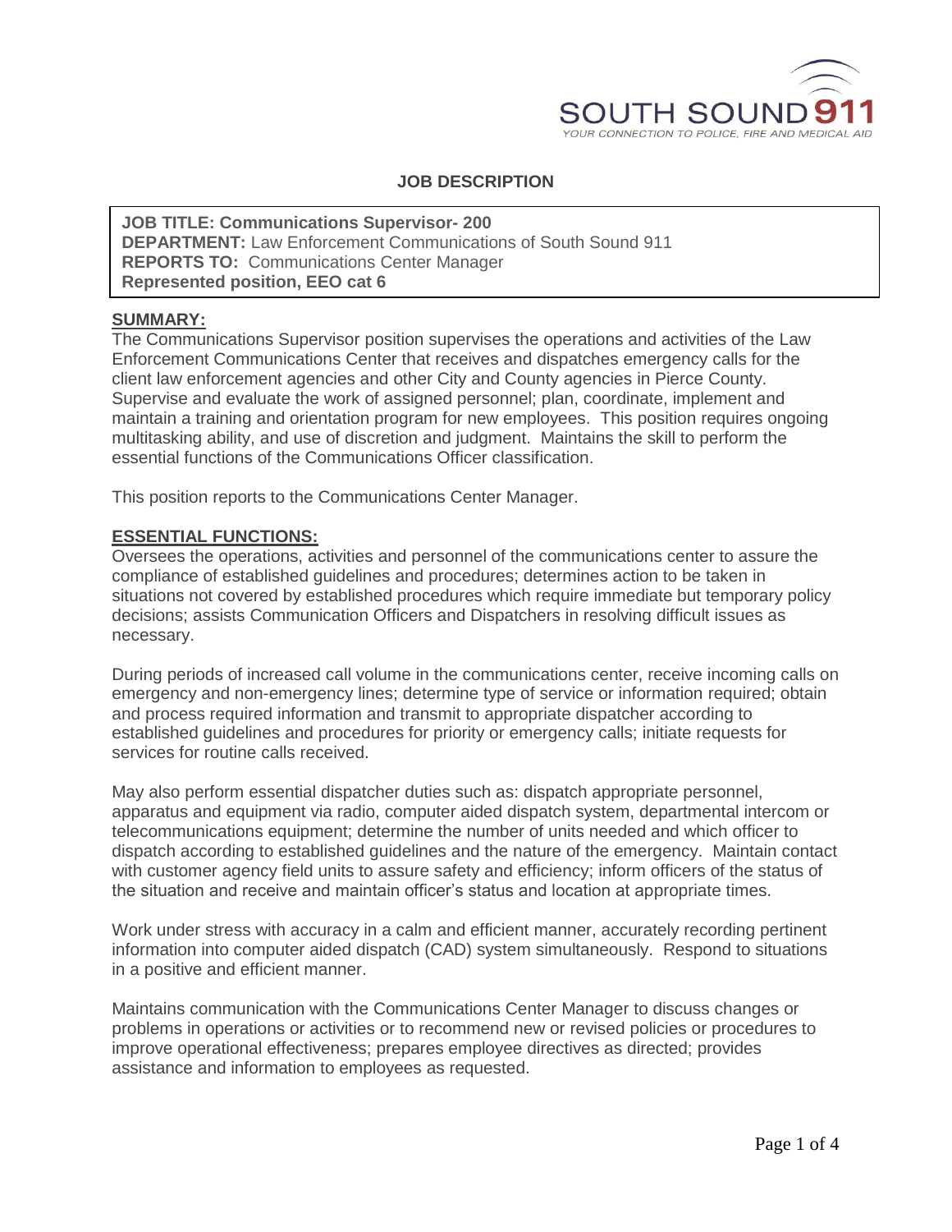SOUTH SOUND 911

YOUR CONNECTION TO POLICE, FIRE AND MEDICAL AID

# JOB DESCRIPTION

**JOB TITLE: Communications Supervisor- 200**
**DEPARTMENT:** Law Enforcement Communications of South Sound 911
**REPORTS TO:** Communications Center Manager
**Represented position, EEO cat 6**

## SUMMARY:

The Communications Supervisor position supervises the operations and activities of the Law Enforcement Communications Center that receives and dispatches emergency calls for the client law enforcement agencies and other City and County agencies in Pierce County. Supervise and evaluate the work of assigned personnel; plan, coordinate, implement and maintain a training and orientation program for new employees. This position requires ongoing multitasking ability, and use of discretion and judgment. Maintains the skill to perform the essential functions of the Communications Officer classification.

This position reports to the Communications Center Manager.

## ESSENTIAL FUNCTIONS:

Oversees the operations, activities and personnel of the communications center to assure the compliance of established guidelines and procedures; determines action to be taken in situations not covered by established procedures which require immediate but temporary policy decisions; assists Communication Officers and Dispatchers in resolving difficult issues as necessary.

During periods of increased call volume in the communications center, receive incoming calls on emergency and non-emergency lines; determine type of service or information required; obtain and process required information and transmit to appropriate dispatcher according to established guidelines and procedures for priority or emergency calls; initiate requests for services for routine calls received.

May also perform essential dispatcher duties such as: dispatch appropriate personnel, apparatus and equipment via radio, computer aided dispatch system, departmental intercom or telecommunications equipment; determine the number of units needed and which officer to dispatch according to established guidelines and the nature of the emergency. Maintain contact with customer agency field units to assure safety and efficiency; inform officers of the status of the situation and receive and maintain officer's status and location at appropriate times.

Work under stress with accuracy in a calm and efficient manner, accurately recording pertinent information into computer aided dispatch (CAD) system simultaneously. Respond to situations in a positive and efficient manner.

Maintains communication with the Communications Center Manager to discuss changes or problems in operations or activities or to recommend new or revised policies or procedures to improve operational effectiveness; prepares employee directives as directed; provides assistance and information to employees as requested.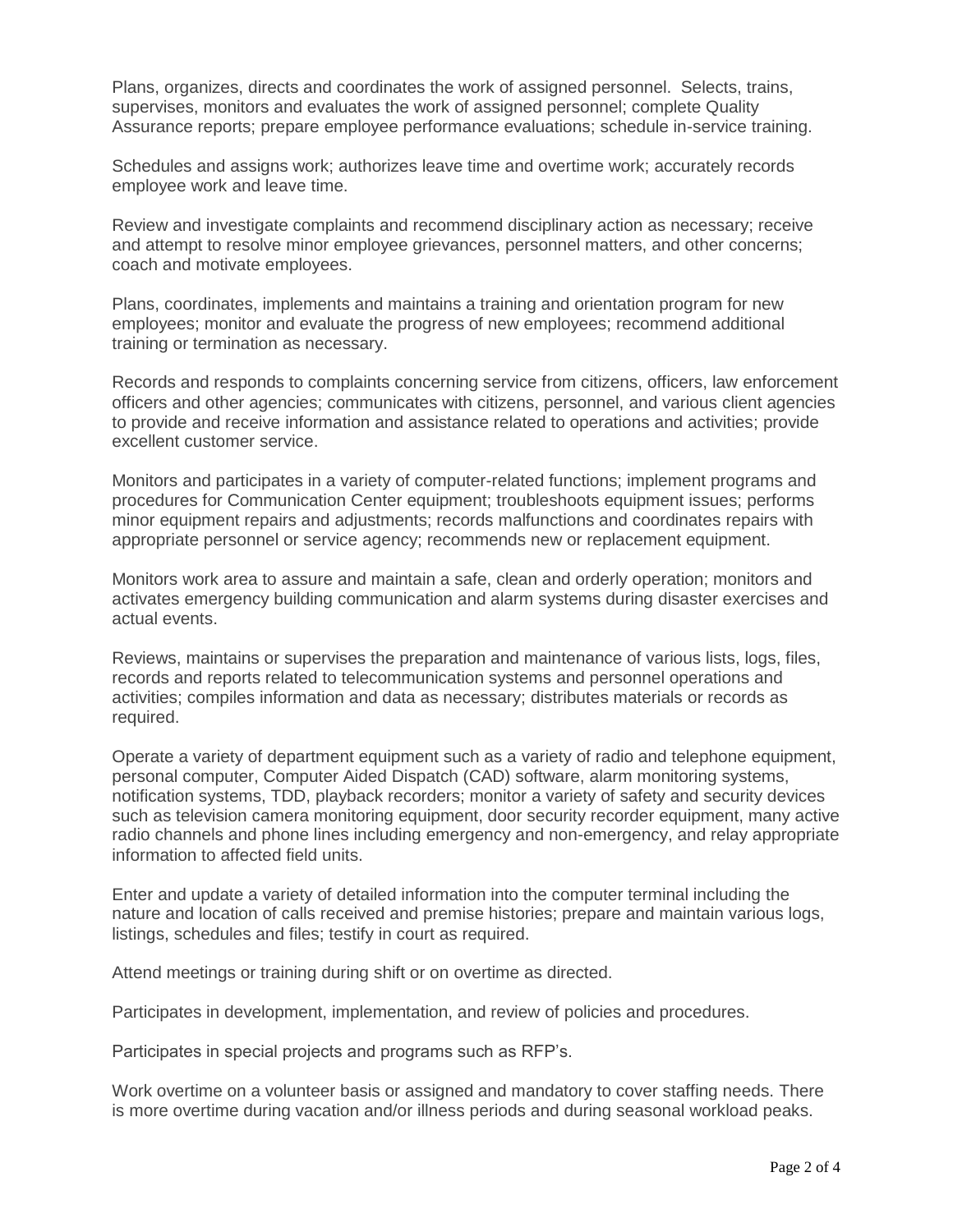Plans, organizes, directs and coordinates the work of assigned personnel. Selects, trains, supervises, monitors and evaluates the work of assigned personnel; complete Quality Assurance reports; prepare employee performance evaluations; schedule in-service training.

Schedules and assigns work; authorizes leave time and overtime work; accurately records employee work and leave time.

Review and investigate complaints and recommend disciplinary action as necessary; receive and attempt to resolve minor employee grievances, personnel matters, and other concerns; coach and motivate employees.

Plans, coordinates, implements and maintains a training and orientation program for new employees; monitor and evaluate the progress of new employees; recommend additional training or termination as necessary.

Records and responds to complaints concerning service from citizens, officers, law enforcement officers and other agencies; communicates with citizens, personnel, and various client agencies to provide and receive information and assistance related to operations and activities; provide excellent customer service.

Monitors and participates in a variety of computer-related functions; implement programs and procedures for Communication Center equipment; troubleshoots equipment issues; performs minor equipment repairs and adjustments; records malfunctions and coordinates repairs with appropriate personnel or service agency; recommends new or replacement equipment.

Monitors work area to assure and maintain a safe, clean and orderly operation; monitors and activates emergency building communication and alarm systems during disaster exercises and actual events.

Reviews, maintains or supervises the preparation and maintenance of various lists, logs, files, records and reports related to telecommunication systems and personnel operations and activities; compiles information and data as necessary; distributes materials or records as required.

Operate a variety of department equipment such as a variety of radio and telephone equipment, personal computer, Computer Aided Dispatch (CAD) software, alarm monitoring systems, notification systems, TDD, playback recorders; monitor a variety of safety and security devices such as television camera monitoring equipment, door security recorder equipment, many active radio channels and phone lines including emergency and non-emergency, and relay appropriate information to affected field units.

Enter and update a variety of detailed information into the computer terminal including the nature and location of calls received and premise histories; prepare and maintain various logs, listings, schedules and files; testify in court as required.

Attend meetings or training during shift or on overtime as directed.

Participates in development, implementation, and review of policies and procedures.

Participates in special projects and programs such as RFP's.

Work overtime on a volunteer basis or assigned and mandatory to cover staffing needs. There is more overtime during vacation and/or illness periods and during seasonal workload peaks.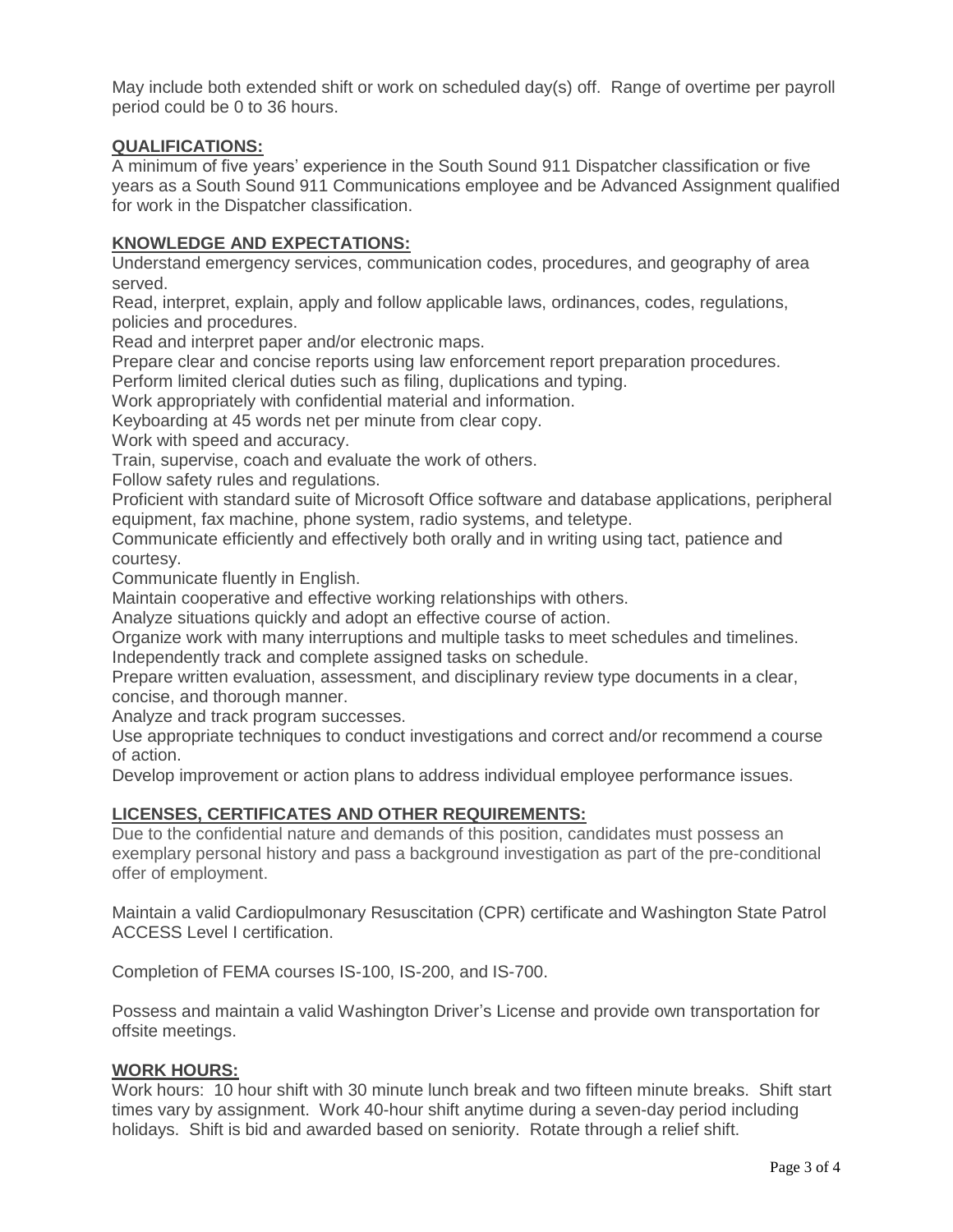May include both extended shift or work on scheduled day(s) off. Range of overtime per payroll period could be 0 to 36 hours.

## QUALIFICATIONS:

A minimum of five years' experience in the South Sound 911 Dispatcher classification or five years as a South Sound 911 Communications employee and be Advanced Assignment qualified for work in the Dispatcher classification.

## KNOWLEDGE AND EXPECTATIONS:

Understand emergency services, communication codes, procedures, and geography of area served.
Read, interpret, explain, apply and follow applicable laws, ordinances, codes, regulations, policies and procedures.
Read and interpret paper and/or electronic maps.
Prepare clear and concise reports using law enforcement report preparation procedures.
Perform limited clerical duties such as filing, duplications and typing.
Work appropriately with confidential material and information.
Keyboarding at 45 words net per minute from clear copy.
Work with speed and accuracy.
Train, supervise, coach and evaluate the work of others.
Follow safety rules and regulations.
Proficient with standard suite of Microsoft Office software and database applications, peripheral equipment, fax machine, phone system, radio systems, and teletype.
Communicate efficiently and effectively both orally and in writing using tact, patience and courtesy.
Communicate fluently in English.
Maintain cooperative and effective working relationships with others.
Analyze situations quickly and adopt an effective course of action.
Organize work with many interruptions and multiple tasks to meet schedules and timelines.
Independently track and complete assigned tasks on schedule.
Prepare written evaluation, assessment, and disciplinary review type documents in a clear, concise, and thorough manner.
Analyze and track program successes.
Use appropriate techniques to conduct investigations and correct and/or recommend a course of action.
Develop improvement or action plans to address individual employee performance issues.

## LICENSES, CERTIFICATES AND OTHER REQUIREMENTS:

Due to the confidential nature and demands of this position, candidates must possess an exemplary personal history and pass a background investigation as part of the pre-conditional offer of employment.

Maintain a valid Cardiopulmonary Resuscitation (CPR) certificate and Washington State Patrol ACCESS Level I certification.

Completion of FEMA courses IS-100, IS-200, and IS-700.

Possess and maintain a valid Washington Driver's License and provide own transportation for offsite meetings.

## WORK HOURS:

Work hours: 10 hour shift with 30 minute lunch break and two fifteen minute breaks. Shift start times vary by assignment. Work 40-hour shift anytime during a seven-day period including holidays. Shift is bid and awarded based on seniority. Rotate through a relief shift.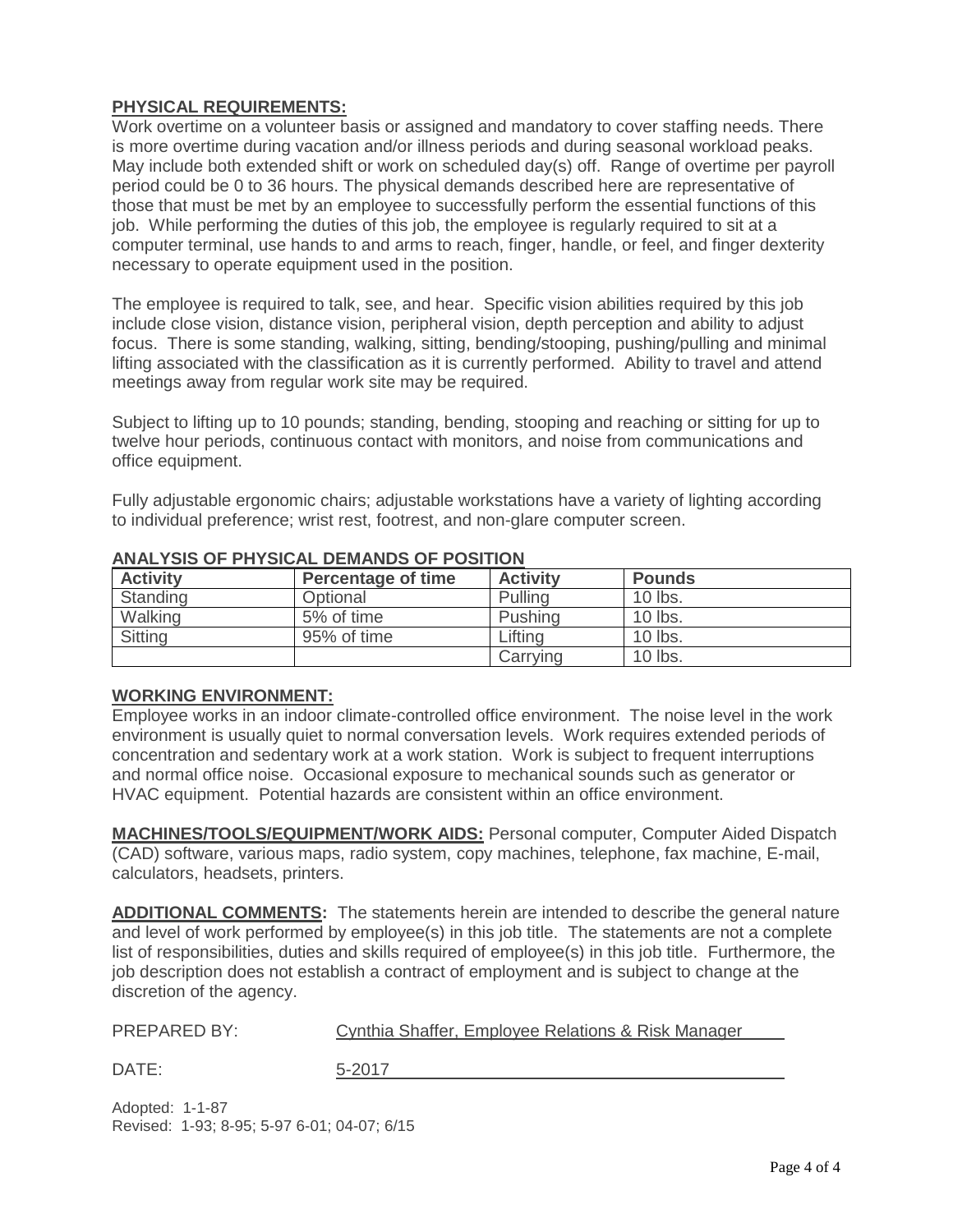**PHYSICAL REQUIREMENTS:**

Work overtime on a volunteer basis or assigned and mandatory to cover staffing needs. There is more overtime during vacation and/or illness periods and during seasonal workload peaks. May include both extended shift or work on scheduled day(s) off. Range of overtime per payroll period could be 0 to 36 hours. The physical demands described here are representative of those that must be met by an employee to successfully perform the essential functions of this job. While performing the duties of this job, the employee is regularly required to sit at a computer terminal, use hands to and arms to reach, finger, handle, or feel, and finger dexterity necessary to operate equipment used in the position.

The employee is required to talk, see, and hear. Specific vision abilities required by this job include close vision, distance vision, peripheral vision, depth perception and ability to adjust focus. There is some standing, walking, sitting, bending/stooping, pushing/pulling and minimal lifting associated with the classification as it is currently performed. Ability to travel and attend meetings away from regular work site may be required.

Subject to lifting up to 10 pounds; standing, bending, stooping and reaching or sitting for up to twelve hour periods, continuous contact with monitors, and noise from communications and office equipment.

Fully adjustable ergonomic chairs; adjustable workstations have a variety of lighting according to individual preference; wrist rest, footrest, and non-glare computer screen.

**ANALYSIS OF PHYSICAL DEMANDS OF POSITION**

| Activity | Percentage of time | Activity | Pounds |
|---|---|---|---|
| Standing | Optional | Pulling | 10 lbs. |
| Walking | 5% of time | Pushing | 10 lbs. |
| Sitting | 95% of time | Lifting | 10 lbs. |
| | | Carrying | 10 lbs. |

**WORKING ENVIRONMENT:**

Employee works in an indoor climate-controlled office environment. The noise level in the work environment is usually quiet to normal conversation levels. Work requires extended periods of concentration and sedentary work at a work station. Work is subject to frequent interruptions and normal office noise. Occasional exposure to mechanical sounds such as generator or HVAC equipment. Potential hazards are consistent within an office environment.

**MACHINES/TOOLS/EQUIPMENT/WORK AIDS:** Personal computer, Computer Aided Dispatch (CAD) software, various maps, radio system, copy machines, telephone, fax machine, E-mail, calculators, headsets, printers.

**ADDITIONAL COMMENTS:** The statements herein are intended to describe the general nature and level of work performed by employee(s) in this job title. The statements are not a complete list of responsibilities, duties and skills required of employee(s) in this job title. Furthermore, the job description does not establish a contract of employment and is subject to change at the discretion of the agency.

PREPARED BY: Cynthia Shaffer, Employee Relations & Risk Manager

DATE: 5-2017

Adopted: 1-1-87
Revised: 1-93; 8-95; 5-97 6-01; 04-07; 6/15